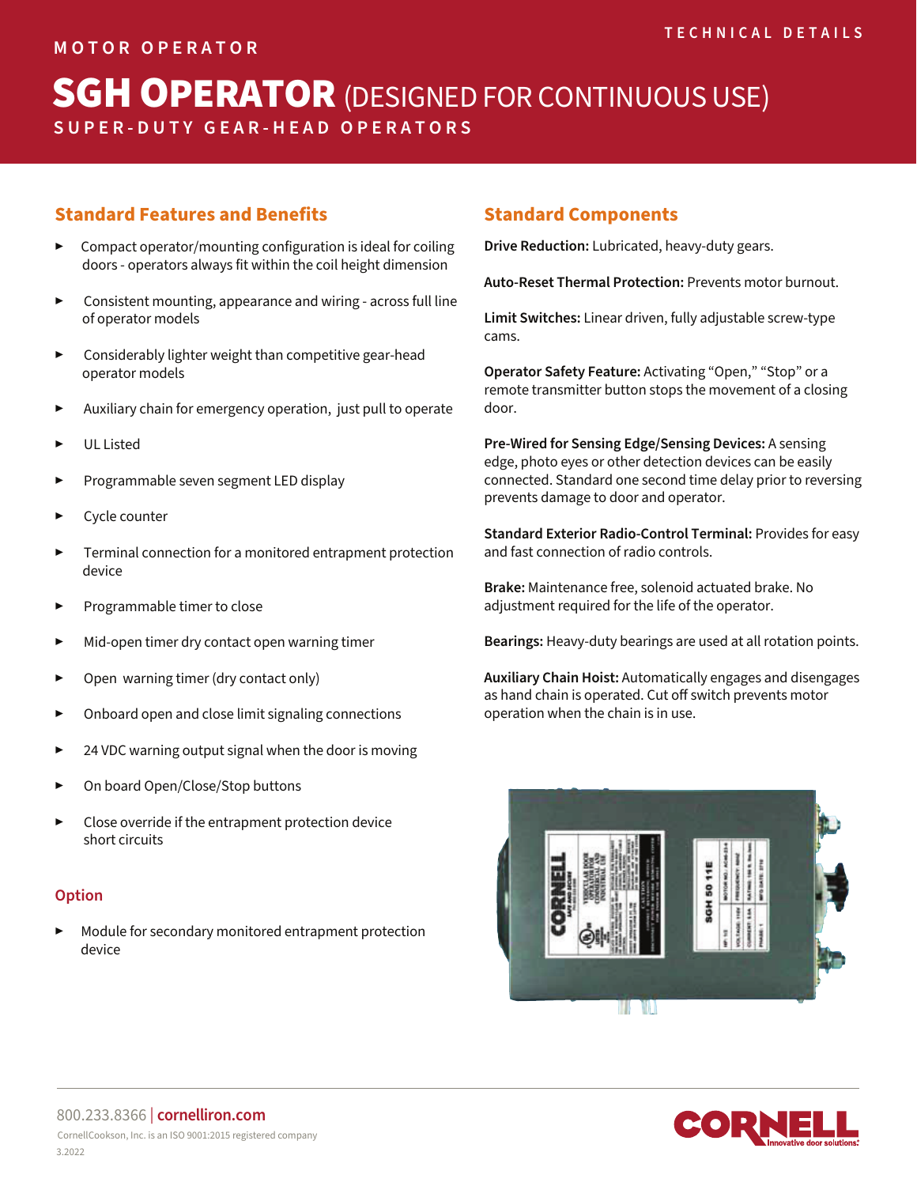MOTOR OPERATOR

TECHNICAL DETAILS

# SGH OPERATOR (DESIGNED FOR CONTINUOUS USE)

SUPER-DUTY GEAR-HEAD OPERATORS

## Standard Features and Benefits

- Compact operator/mounting configuration is ideal for coiling doors - operators always fit within the coil height dimension
- Consistent mounting, appearance and wiring - across full line of operator models
- Considerably lighter weight than competitive gear-head operator models
- Auxiliary chain for emergency operation, just pull to operate
- UL Listed
- Programmable seven segment LED display
- Cycle counter
- Terminal connection for a monitored entrapment protection device
- Programmable timer to close
- Mid-open timer dry contact open warning timer
- Open warning timer (dry contact only)
- Onboard open and close limit signaling connections
- 24 VDC warning output signal when the door is moving
- On board Open/Close/Stop buttons
- Close override if the entrapment protection device short circuits

## Option

- Module for secondary monitored entrapment protection device

## Standard Components

**Drive Reduction:** Lubricated, heavy-duty gears.

**Auto-Reset Thermal Protection:** Prevents motor burnout.

**Limit Switches:** Linear driven, fully adjustable screw-type cams.

**Operator Safety Feature:** Activating "Open," "Stop" or a remote transmitter button stops the movement of a closing door.

**Pre-Wired for Sensing Edge/Sensing Devices:** A sensing edge, photo eyes or other detection devices can be easily connected. Standard one second time delay prior to reversing prevents damage to door and operator.

**Standard Exterior Radio-Control Terminal:** Provides for easy and fast connection of radio controls.

**Brake:** Maintenance free, solenoid actuated brake. No adjustment required for the life of the operator.

**Bearings:** Heavy-duty bearings are used at all rotation points.

**Auxiliary Chain Hoist:** Automatically engages and disengages as hand chain is operated. Cut off switch prevents motor operation when the chain is in use.

800.233.8366 | cornelliron.com

CornellCookson, Inc. is an ISO 9001:2015 registered company

3.2022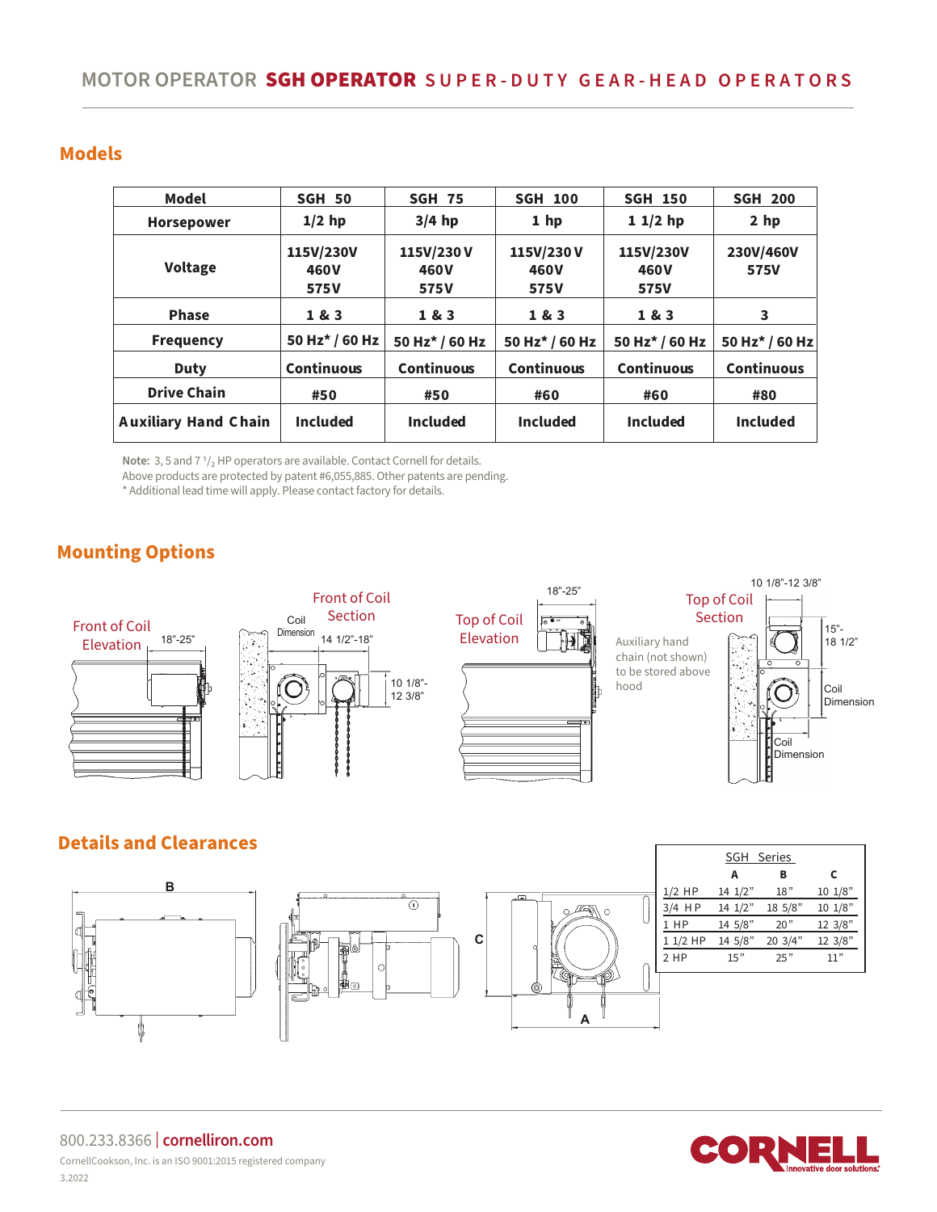# MOTOR OPERATOR **SGH OPERATOR** SUPER-DUTY GEAR-HEAD OPERATORS

## Models

| Model | SGH 50 | SGH 75 | SGH 100 | SGH 150 | SGH 200 |
|---|---|---|---|---|---|
| Horsepower | 1/2 hp | 3/4 hp | 1 hp | 1 1/2 hp | 2 hp |
| Voltage | 115V/230V 460V 575V | 115V/230V 460V 575V | 115V/230V 460V 575V | 115V/230V 460V 575V | 230V/460V 575V |
| Phase | 1 & 3 | 1 & 3 | 1 & 3 | 1 & 3 | 3 |
| Frequency | 50 Hz* / 60 Hz | 50 Hz* / 60 Hz | 50 Hz* / 60 Hz | 50 Hz* / 60 Hz | 50 Hz* / 60 Hz |
| Duty | Continuous | Continuous | Continuous | Continuous | Continuous |
| Drive Chain | #50 | #50 | #60 | #60 | #80 |
| Auxiliary Hand Chain | Included | Included | Included | Included | Included |

**Note:** 3, 5 and 7 1/2 HP operators are available. Contact Cornell for details.
Above products are protected by patent #6,055,885. Other patents are pending.
* Additional lead time will apply. Please contact factory for details.

## Mounting Options

Front of Coil Elevation
18"-25"

Front of Coil Section
Coil Dimension
14 1/2"-18"
10 1/8"-12 3/8"

Top of Coil Elevation
18"-25"

Auxiliary hand chain (not shown) to be stored above hood

Top of Coil Section
10 1/8"-12 3/8"
15"-18 1/2"
Coil Dimension
Coil Dimension

## Details and Clearances

B

C

A

| SGH Series | A | B | C |
|---|---|---|---|
| 1/2 HP | 14 1/2" | 18" | 10 1/8" |
| 3/4 HP | 14 1/2" | 18 5/8" | 10 1/8" |
| 1 HP | 14 5/8" | 20" | 12 3/8" |
| 1 1/2 HP | 14 5/8" | 20 3/4" | 12 3/8" |
| 2 HP | 15" | 25" | 11" |

800.233.8366 | **cornelliron.com**
CornellCookson, Inc. is an ISO 9001:2015 registered company
3.2022

CORNELL Innovative door solutions.